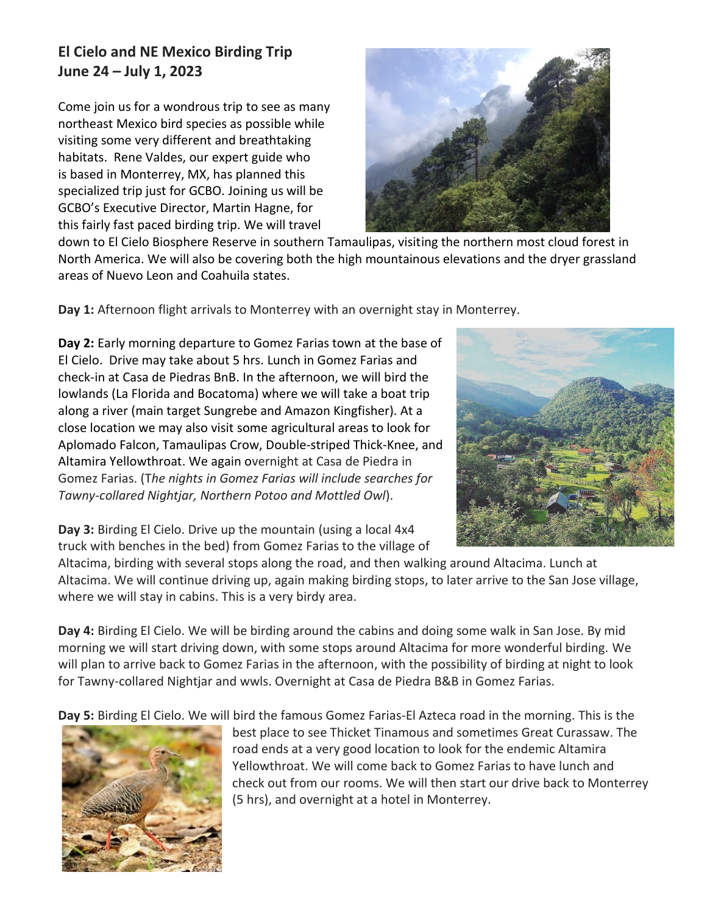**El Cielo and NE Mexico Birding Trip**
**June 24 – July 1, 2023**

Come join us for a wondrous trip to see as many northeast Mexico bird species as possible while visiting some very different and breathtaking habitats. Rene Valdes, our expert guide who is based in Monterrey, MX, has planned this specialized trip just for GCBO. Joining us will be GCBO's Executive Director, Martin Hagne, for this fairly fast paced birding trip. We will travel down to El Cielo Biosphere Reserve in southern Tamaulipas, visiting the northern most cloud forest in North America. We will also be covering both the high mountainous elevations and the dryer grassland areas of Nuevo Leon and Coahuila states.

**Day 1:** Afternoon flight arrivals to Monterrey with an overnight stay in Monterrey.

**Day 2:** Early morning departure to Gomez Farias town at the base of El Cielo. Drive may take about 5 hrs. Lunch in Gomez Farias and check-in at Casa de Piedras BnB. In the afternoon, we will bird the lowlands (La Florida and Bocatoma) where we will take a boat trip along a river (main target Sungrebe and Amazon Kingfisher). At a close location we may also visit some agricultural areas to look for Aplomado Falcon, Tamaulipas Crow, Double-striped Thick-Knee, and Altamira Yellowthroat. We again overnight at Casa de Piedra in Gomez Farias. (*The nights in Gomez Farias will include searches for Tawny-collared Nightjar, Northern Potoo and Mottled Owl*).

**Day 3:** Birding El Cielo. Drive up the mountain (using a local 4x4 truck with benches in the bed) from Gomez Farias to the village of Altacima, birding with several stops along the road, and then walking around Altacima. Lunch at Altacima. We will continue driving up, again making birding stops, to later arrive to the San Jose village, where we will stay in cabins. This is a very birdy area.

**Day 4:** Birding El Cielo. We will be birding around the cabins and doing some walk in San Jose. By mid morning we will start driving down, with some stops around Altacima for more wonderful birding. We will plan to arrive back to Gomez Farias in the afternoon, with the possibility of birding at night to look for Tawny-collared Nightjar and wwls. Overnight at Casa de Piedra B&B in Gomez Farias.

**Day 5:** Birding El Cielo. We will bird the famous Gomez Farias-El Azteca road in the morning. This is the best place to see Thicket Tinamous and sometimes Great Curassaw. The road ends at a very good location to look for the endemic Altamira Yellowthroat. We will come back to Gomez Farias to have lunch and check out from our rooms. We will then start our drive back to Monterrey (5 hrs), and overnight at a hotel in Monterrey.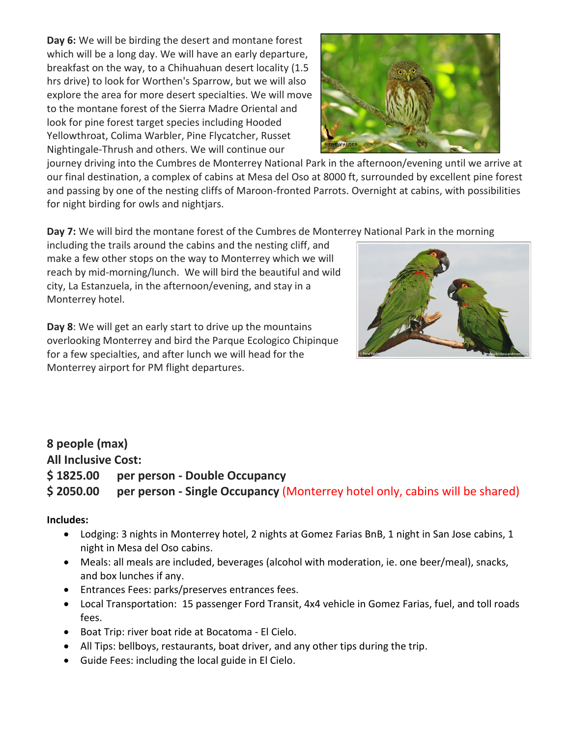**Day 6:** We will be birding the desert and montane forest which will be a long day. We will have an early departure, breakfast on the way, to a Chihuahuan desert locality (1.5 hrs drive) to look for Worthen's Sparrow, but we will also explore the area for more desert specialties. We will move to the montane forest of the Sierra Madre Oriental and look for pine forest target species including Hooded Yellowthroat, Colima Warbler, Pine Flycatcher, Russet Nightingale-Thrush and others. We will continue our journey driving into the Cumbres de Monterrey National Park in the afternoon/evening until we arrive at our final destination, a complex of cabins at Mesa del Oso at 8000 ft, surrounded by excellent pine forest and passing by one of the nesting cliffs of Maroon-fronted Parrots. Overnight at cabins, with possibilities for night birding for owls and nightjars.

**Day 7:** We will bird the montane forest of the Cumbres de Monterrey National Park in the morning including the trails around the cabins and the nesting cliff, and make a few other stops on the way to Monterrey which we will reach by mid-morning/lunch. We will bird the beautiful and wild city, La Estanzuela, in the afternoon/evening, and stay in a Monterrey hotel.

**Day 8**: We will get an early start to drive up the mountains overlooking Monterrey and bird the Parque Ecologico Chipinque for a few specialties, and after lunch we will head for the Monterrey airport for PM flight departures.

**8 people (max)**

**All Inclusive Cost:**

**$ 1825.00 per person - Double Occupancy**

**$ 2050.00 per person - Single Occupancy** (Monterrey hotel only, cabins will be shared)

**Includes:**

- Lodging: 3 nights in Monterrey hotel, 2 nights at Gomez Farias BnB, 1 night in San Jose cabins, 1 night in Mesa del Oso cabins.
- Meals: all meals are included, beverages (alcohol with moderation, ie. one beer/meal), snacks, and box lunches if any.
- Entrances Fees: parks/preserves entrances fees.
- Local Transportation: 15 passenger Ford Transit, 4x4 vehicle in Gomez Farias, fuel, and toll roads fees.
- Boat Trip: river boat ride at Bocatoma - El Cielo.
- All Tips: bellboys, restaurants, boat driver, and any other tips during the trip.
- Guide Fees: including the local guide in El Cielo.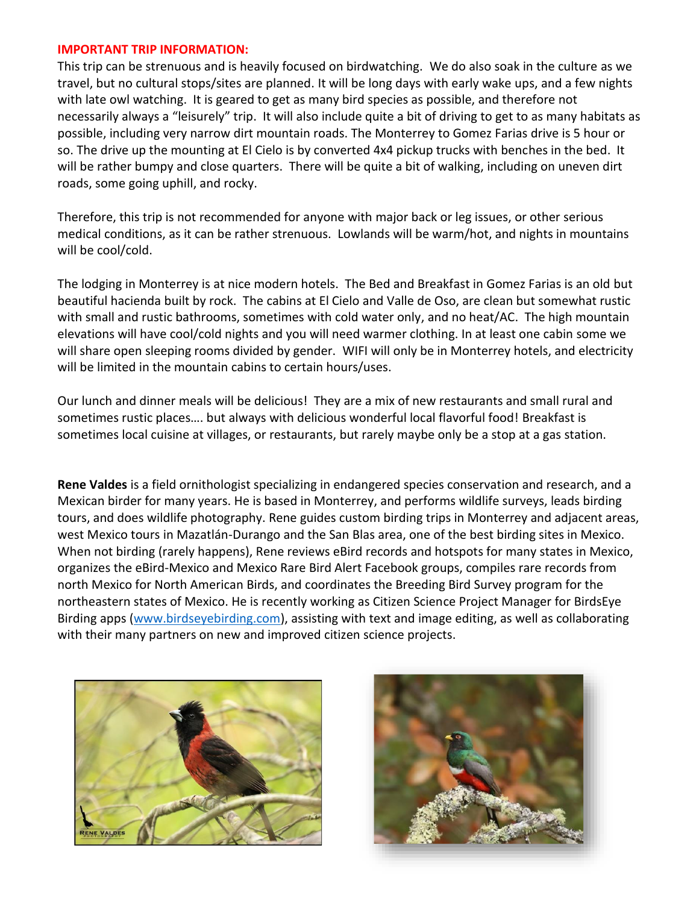**IMPORTANT TRIP INFORMATION:**

This trip can be strenuous and is heavily focused on birdwatching. We do also soak in the culture as we travel, but no cultural stops/sites are planned. It will be long days with early wake ups, and a few nights with late owl watching. It is geared to get as many bird species as possible, and therefore not necessarily always a "leisurely" trip. It will also include quite a bit of driving to get to as many habitats as possible, including very narrow dirt mountain roads. The Monterrey to Gomez Farias drive is 5 hour or so. The drive up the mounting at El Cielo is by converted 4x4 pickup trucks with benches in the bed. It will be rather bumpy and close quarters. There will be quite a bit of walking, including on uneven dirt roads, some going uphill, and rocky.

Therefore, this trip is not recommended for anyone with major back or leg issues, or other serious medical conditions, as it can be rather strenuous. Lowlands will be warm/hot, and nights in mountains will be cool/cold.

The lodging in Monterrey is at nice modern hotels. The Bed and Breakfast in Gomez Farias is an old but beautiful hacienda built by rock. The cabins at El Cielo and Valle de Oso, are clean but somewhat rustic with small and rustic bathrooms, sometimes with cold water only, and no heat/AC. The high mountain elevations will have cool/cold nights and you will need warmer clothing. In at least one cabin some we will share open sleeping rooms divided by gender. WIFI will only be in Monterrey hotels, and electricity will be limited in the mountain cabins to certain hours/uses.

Our lunch and dinner meals will be delicious! They are a mix of new restaurants and small rural and sometimes rustic places…. but always with delicious wonderful local flavorful food! Breakfast is sometimes local cuisine at villages, or restaurants, but rarely maybe only be a stop at a gas station.

**Rene Valdes** is a field ornithologist specializing in endangered species conservation and research, and a Mexican birder for many years. He is based in Monterrey, and performs wildlife surveys, leads birding tours, and does wildlife photography. Rene guides custom birding trips in Monterrey and adjacent areas, west Mexico tours in Mazatlán-Durango and the San Blas area, one of the best birding sites in Mexico. When not birding (rarely happens), Rene reviews eBird records and hotspots for many states in Mexico, organizes the eBird-Mexico and Mexico Rare Bird Alert Facebook groups, compiles rare records from north Mexico for North American Birds, and coordinates the Breeding Bird Survey program for the northeastern states of Mexico. He is recently working as Citizen Science Project Manager for BirdsEye Birding apps (www.birdseyebirding.com), assisting with text and image editing, as well as collaborating with their many partners on new and improved citizen science projects.